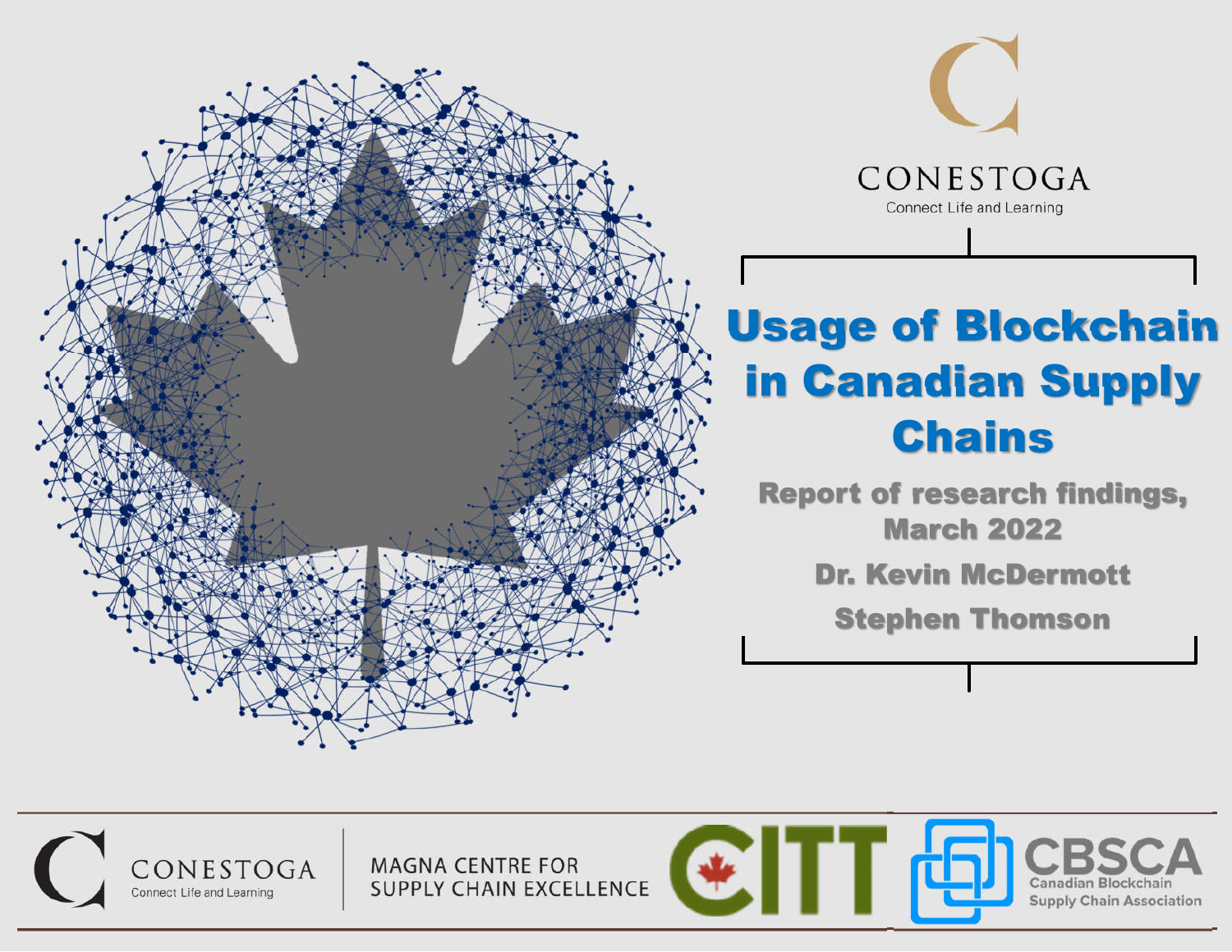CONESTOGA

Connect Life and Learning

# Usage of Blockchain in Canadian Supply Chains

**Report of research findings, March 2022**

**Dr. Kevin McDermott**

**Stephen Thomson**

CONESTOGA Connect Life and Learning

MAGNA CENTRE FOR SUPPLY CHAIN EXCELLENCE

CITT

CBSCA Canadian Blockchain Supply Chain Association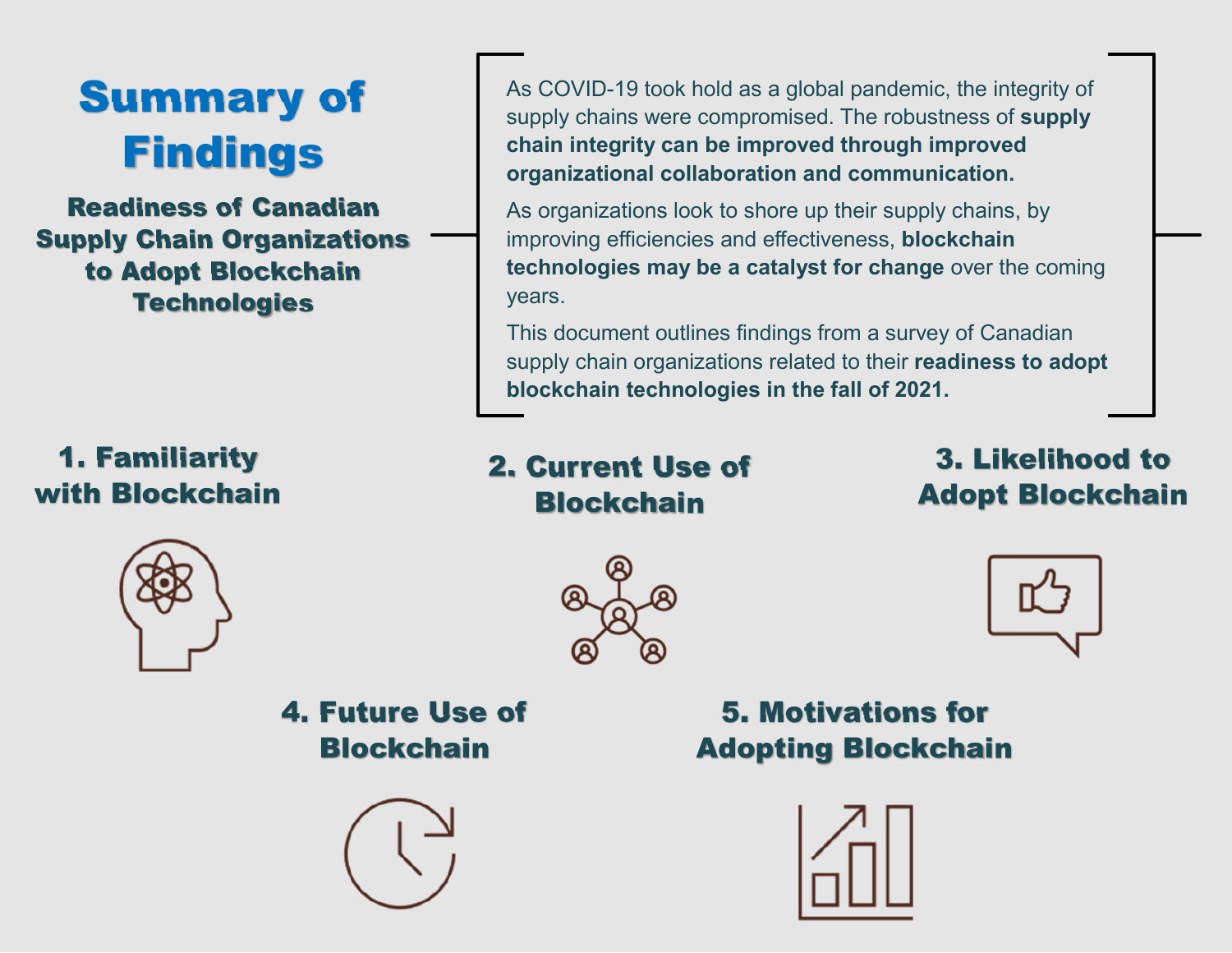# Summary of Findings

## Readiness of Canadian Supply Chain Organizations to Adopt Blockchain Technologies

As COVID-19 took hold as a global pandemic, the integrity of supply chains were compromised. The robustness of **supply chain integrity can be improved through improved organizational collaboration and communication.**

As organizations look to shore up their supply chains, by improving efficiencies and effectiveness, **blockchain technologies may be a catalyst for change** over the coming years.

This document outlines findings from a survey of Canadian supply chain organizations related to their **readiness to adopt blockchain technologies in the fall of 2021.**

### 1. Familiarity with Blockchain

### 2. Current Use of Blockchain

### 3. Likelihood to Adopt Blockchain

### 4. Future Use of Blockchain

### 5. Motivations for Adopting Blockchain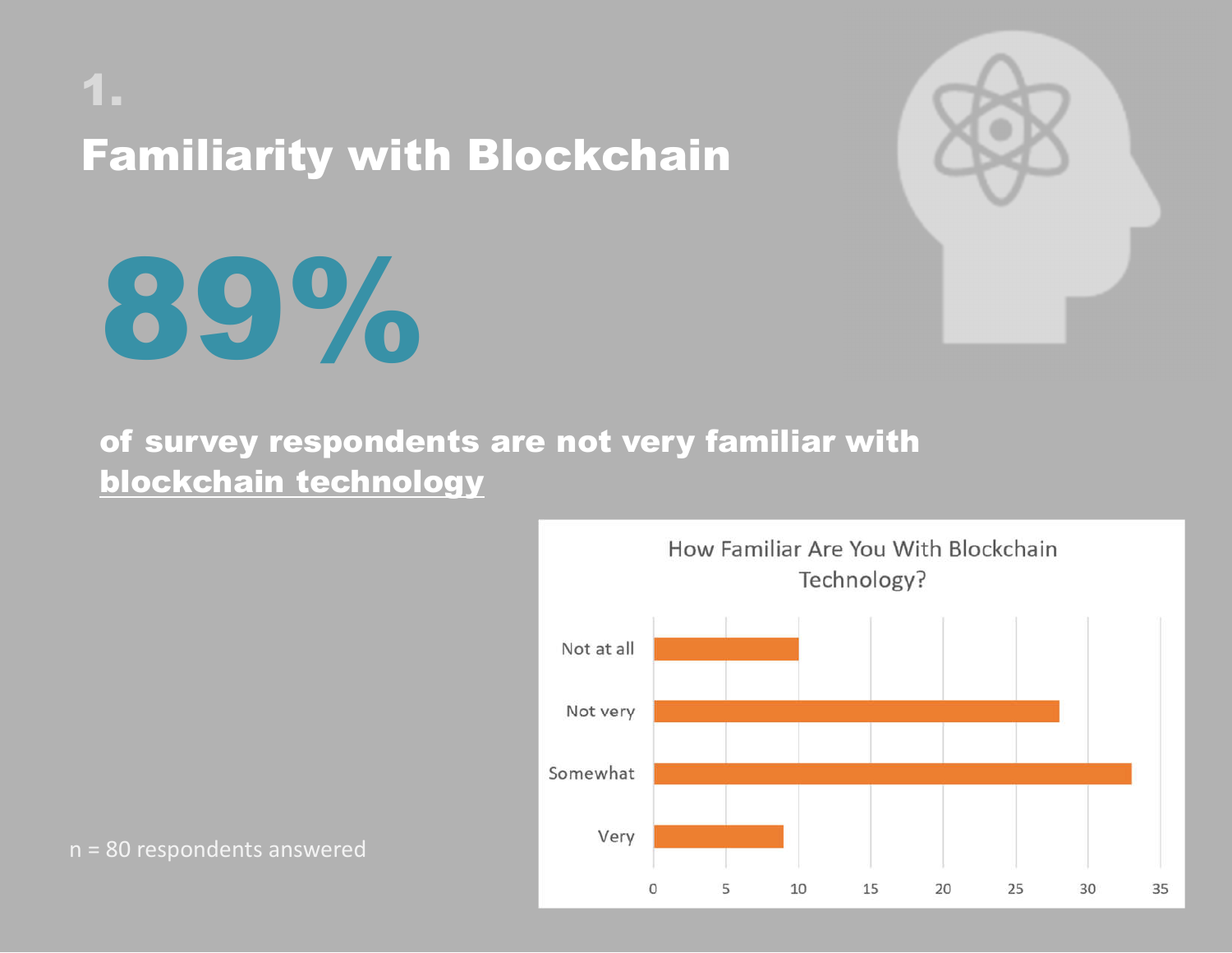# 1.

## Familiarity with Blockchain

# 89%

**of survey respondents are not very familiar with <u>blockchain technology</u>**

n = 80 respondents answered

How Familiar Are You With Blockchain Technology?

| Response | Count |
|---|---|
| Not at all | 10 |
| Not very | 28 |
| Somewhat | 33 |
| Very | 9 |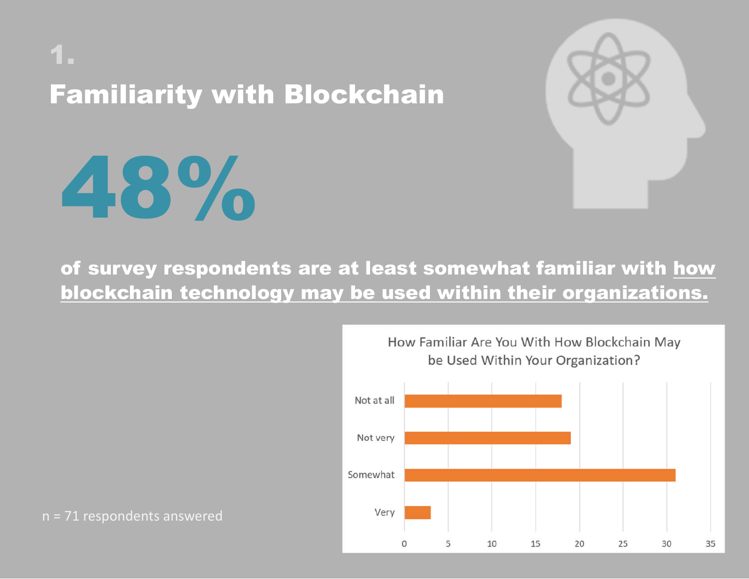# 1.

## Familiarity with Blockchain

# 48%

**of survey respondents are at least somewhat familiar with how blockchain technology may be used within their organizations.**

n = 71 respondents answered

How Familiar Are You With How Blockchain May be Used Within Your Organization?

| Response | Count |
|---|---|
| Not at all | 18 |
| Not very | 19 |
| Somewhat | 31 |
| Very | 3 |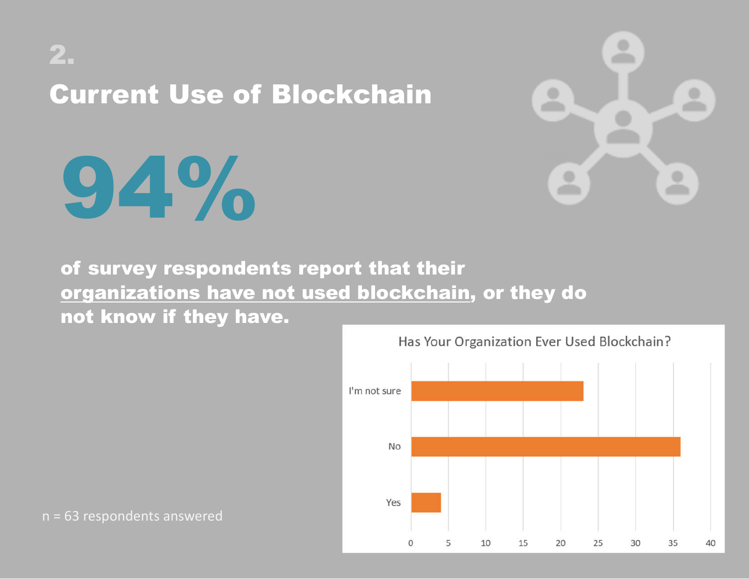# 2.

## Current Use of Blockchain

# 94%

**of survey respondents report that their organizations have not used blockchain, or they do not know if they have.**

n = 63 respondents answered

Has Your Organization Ever Used Blockchain?

| Response | Count (approx.) |
| --- | --- |
| I'm not sure | 23 |
| No | 36 |
| Yes | 4 |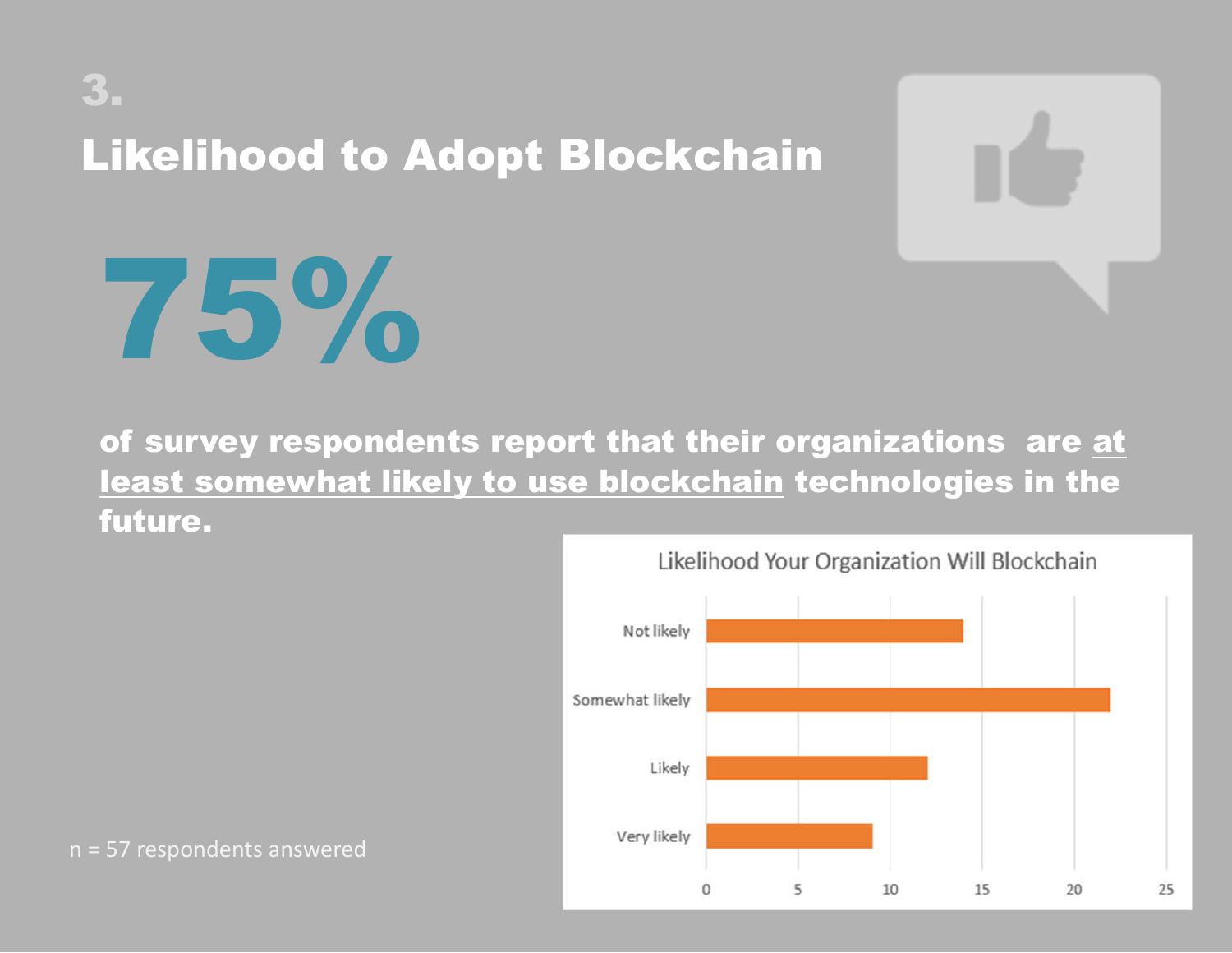3.

# Likelihood to Adopt Blockchain

# 75%

**of survey respondents report that their organizations are at least somewhat likely to use blockchain technologies in the future.**

Likelihood Your Organization Will Blockchain

| Response | Count |
| --- | --- |
| Not likely | 14 |
| Somewhat likely | 22 |
| Likely | 12 |
| Very likely | 9 |

n = 57 respondents answered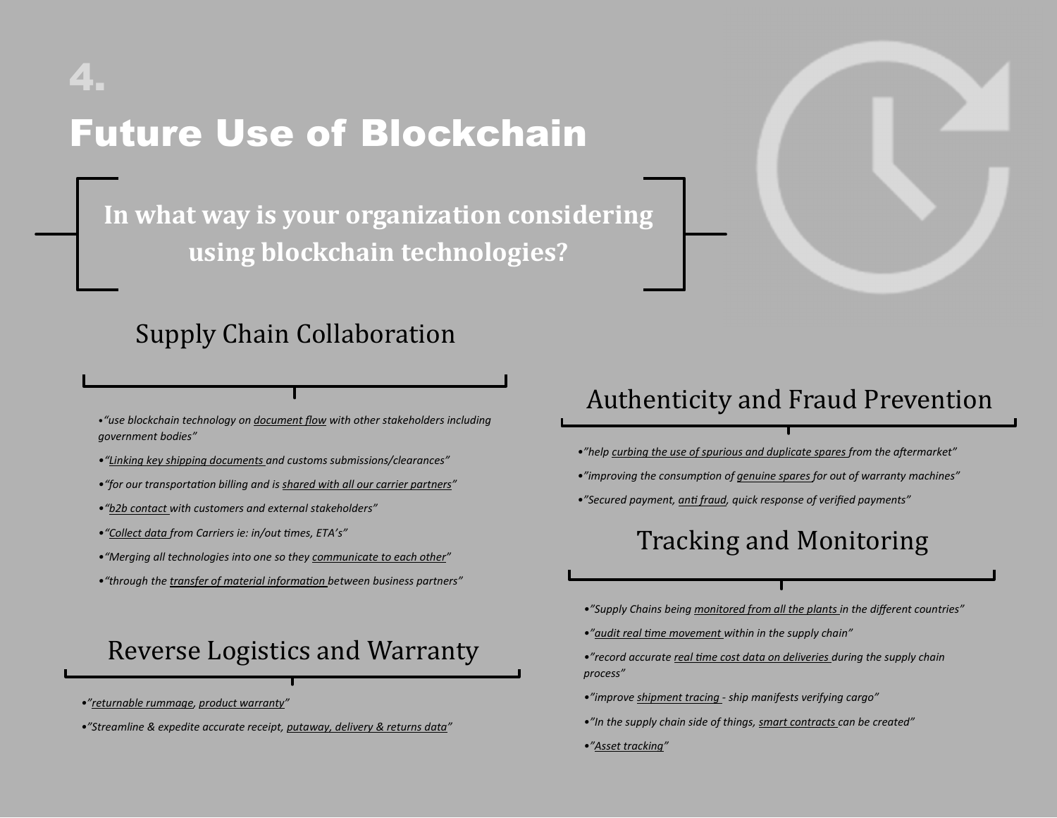4.

# Future Use of Blockchain

**In what way is your organization considering using blockchain technologies?**

## Supply Chain Collaboration

- *"use blockchain technology on <u>document flow</u> with other stakeholders including government bodies"*
- *"<u>Linking key shipping documents</u> and customs submissions/clearances"*
- *"for our transportation billing and is <u>shared with all our carrier partners</u>"*
- *"<u>b2b contact</u> with customers and external stakeholders"*
- *"<u>Collect data</u> from Carriers ie: in/out times, ETA's"*
- *"Merging all technologies into one so they <u>communicate to each other</u>"*
- *"through the <u>transfer of material information</u> between business partners"*

## Reverse Logistics and Warranty

- *"<u>returnable rummage</u>, <u>product warranty</u>"*
- *"Streamline & expedite accurate receipt, <u>putaway, delivery & returns data</u>"*

## Authenticity and Fraud Prevention

- *"help <u>curbing the use of spurious and duplicate spares</u> from the aftermarket"*
- *"improving the consumption of <u>genuine spares</u> for out of warranty machines"*
- *"Secured payment, <u>anti fraud</u>, quick response of verified payments"*

## Tracking and Monitoring

- *"Supply Chains being <u>monitored from all the plants</u> in the different countries"*
- *"<u>audit real time movement</u> within in the supply chain"*
- *"record accurate <u>real time cost data on deliveries</u> during the supply chain process"*
- *"improve <u>shipment tracing</u> - ship manifests verifying cargo"*
- *"In the supply chain side of things, <u>smart contracts</u> can be created"*
- *"<u>Asset tracking</u>"*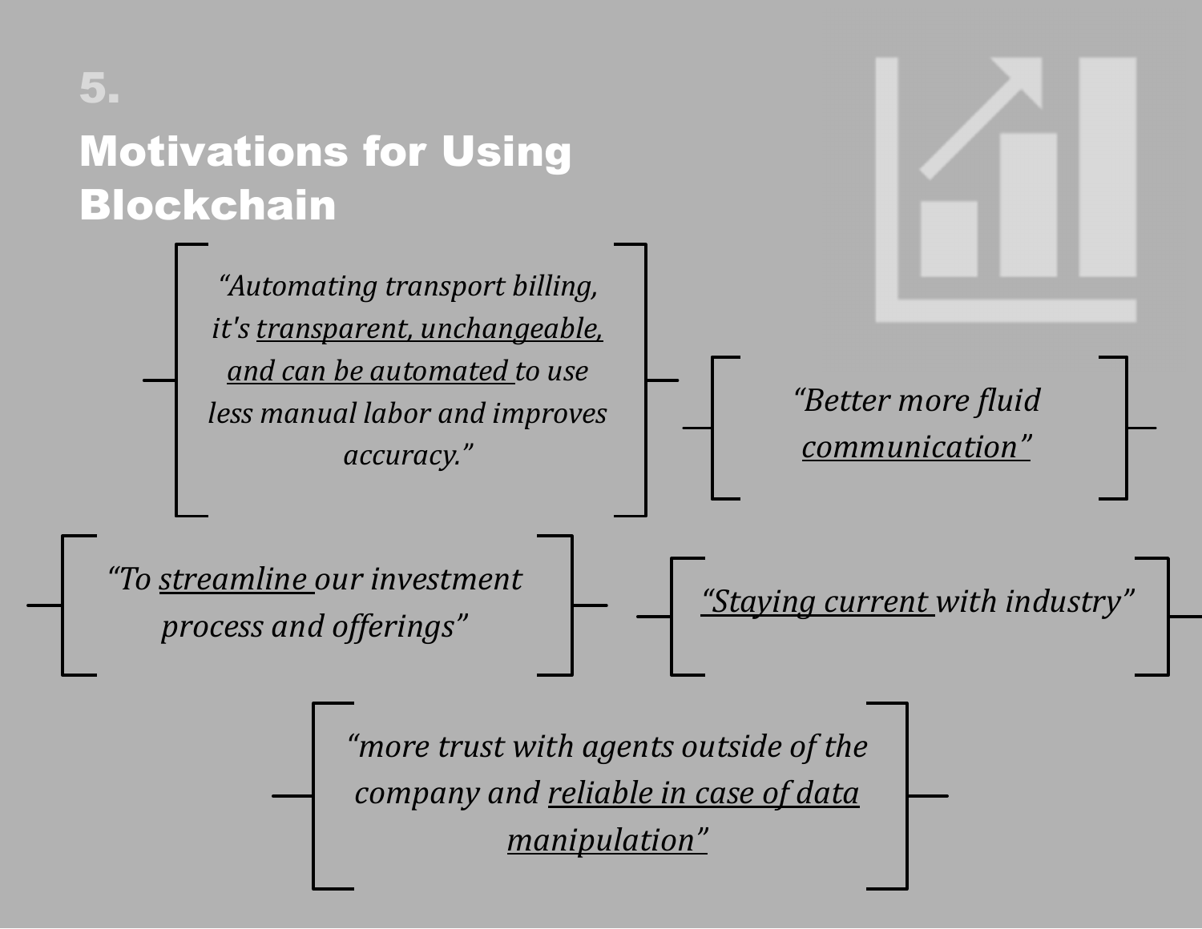5.

# Motivations for Using Blockchain

*"Automating transport billing, it's <u>transparent, unchangeable, and can be automated</u> to use less manual labor and improves accuracy."*

*"Better more fluid <u>communication"</u>*

*"To <u>streamline</u> our investment process and offerings"*

*<u>"Staying current</u> with industry"*

*"more trust with agents outside of the company and <u>reliable in case of data manipulation"</u>*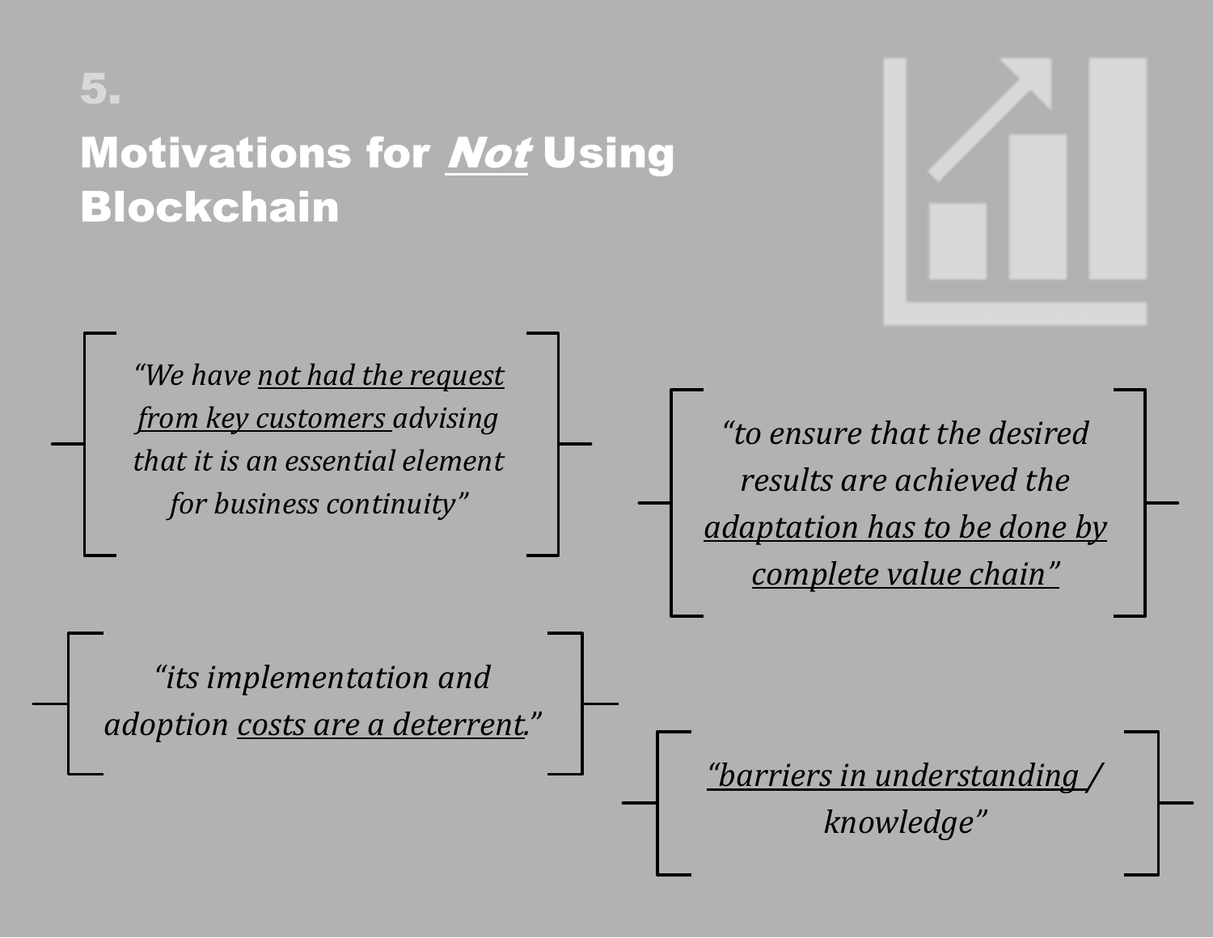# 5. Motivations for *Not* Using Blockchain

*"We have not had the request from key customers advising that it is an essential element for business continuity"*

*"to ensure that the desired results are achieved the adaptation has to be done by complete value chain"*

*"its implementation and adoption costs are a deterrent."*

*"barriers in understanding / knowledge"*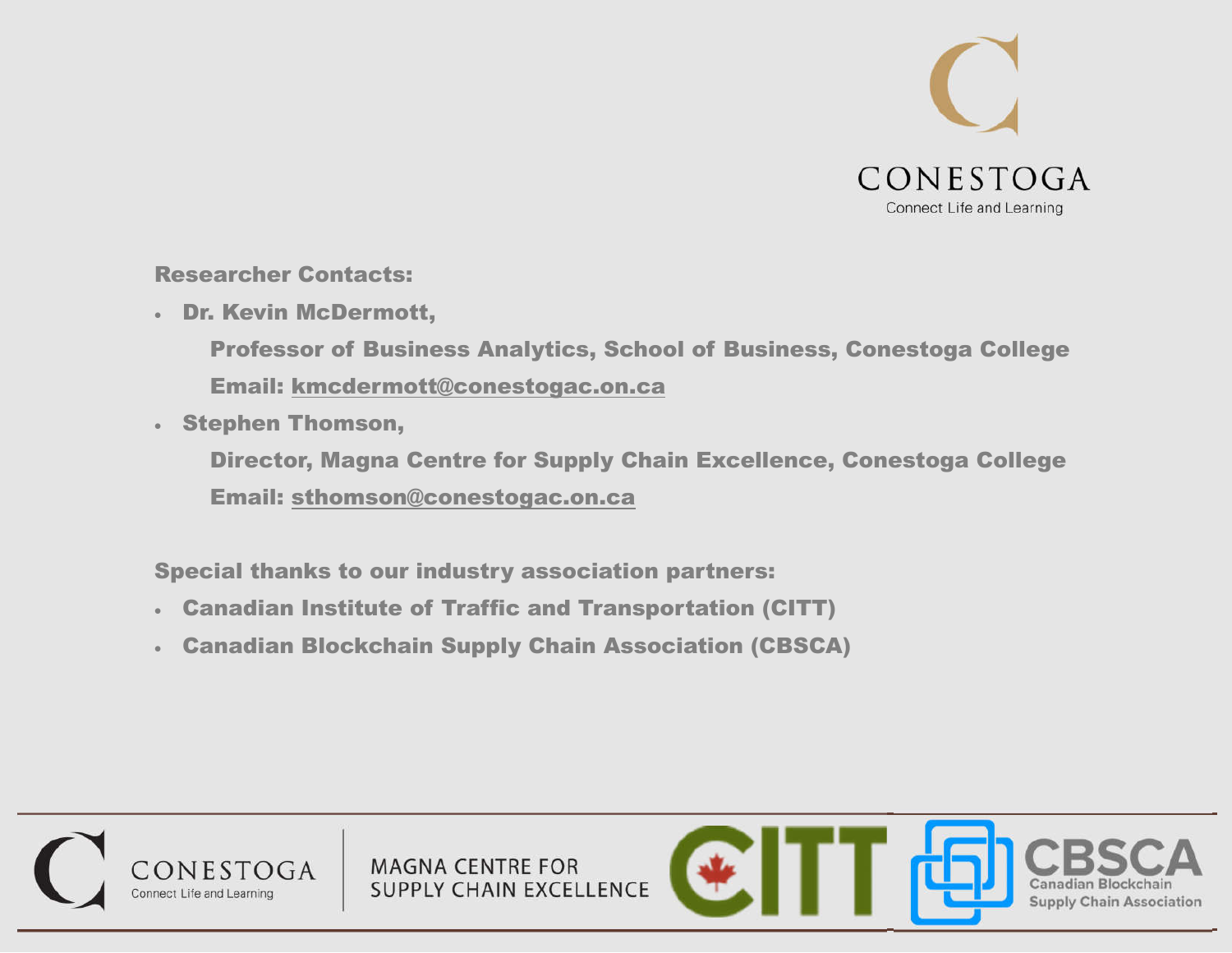**Researcher Contacts:**

- **Dr. Kevin McDermott,**

  **Professor of Business Analytics, School of Business, Conestoga College**

  **Email: kmcdermott@conestogac.on.ca**

- **Stephen Thomson,**

  **Director, Magna Centre for Supply Chain Excellence, Conestoga College**

  **Email: sthomson@conestogac.on.ca**

**Special thanks to our industry association partners:**

- **Canadian Institute of Traffic and Transportation (CITT)**
- **Canadian Blockchain Supply Chain Association (CBSCA)**